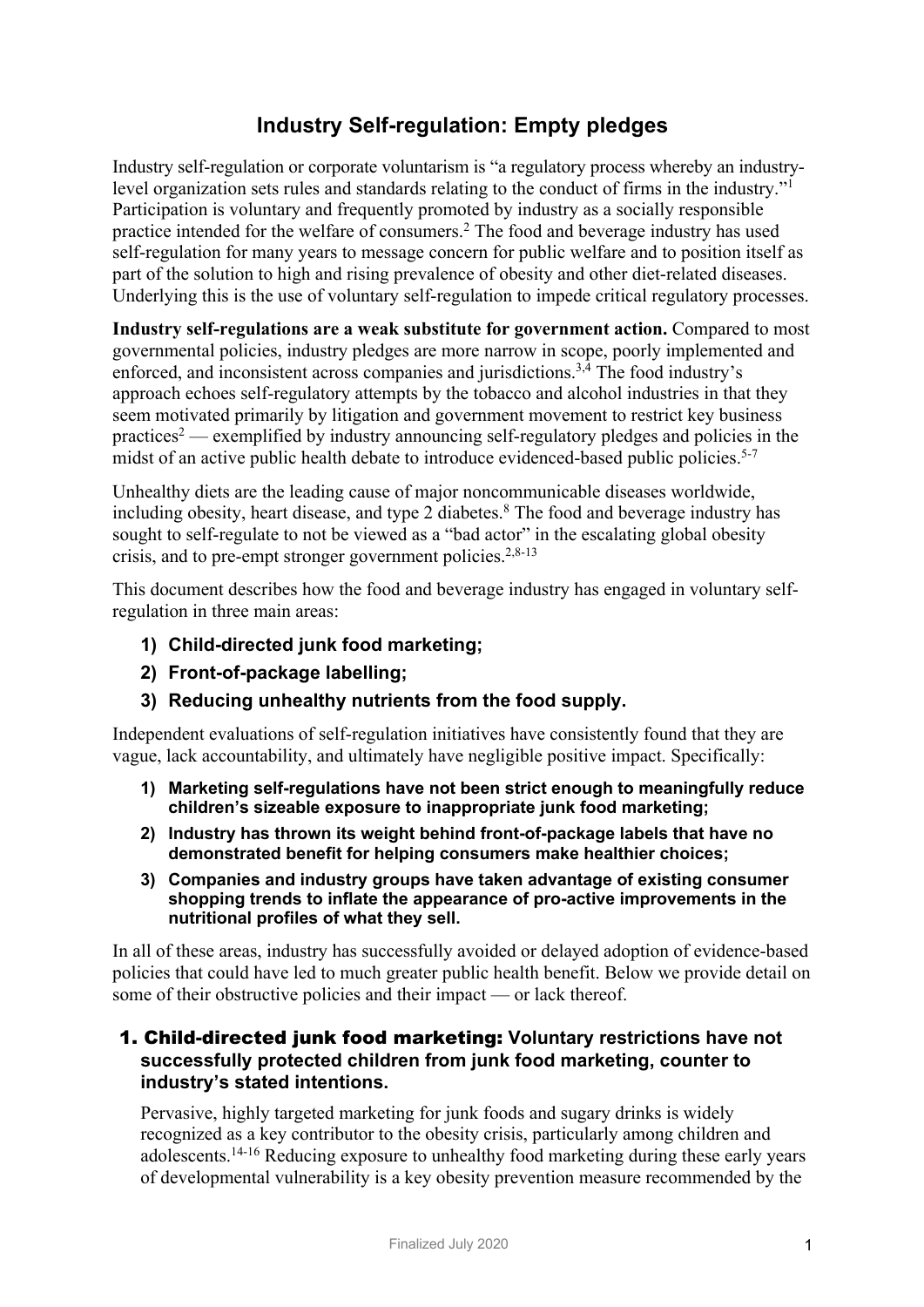# Industry Self-regulation: Empty pledges

Industry self-regulation or corporate voluntarism is "a regulatory process whereby an industry-level organization sets rules and standards relating to the conduct of firms in the industry."[1] Participation is voluntary and frequently promoted by industry as a socially responsible practice intended for the welfare of consumers.[2] The food and beverage industry has used self-regulation for many years to message concern for public welfare and to position itself as part of the solution to high and rising prevalence of obesity and other diet-related diseases. Underlying this is the use of voluntary self-regulation to impede critical regulatory processes.

**Industry self-regulations are a weak substitute for government action.** Compared to most governmental policies, industry pledges are more narrow in scope, poorly implemented and enforced, and inconsistent across companies and jurisdictions.[3,4] The food industry's approach echoes self-regulatory attempts by the tobacco and alcohol industries in that they seem motivated primarily by litigation and government movement to restrict key business practices[2] — exemplified by industry announcing self-regulatory pledges and policies in the midst of an active public health debate to introduce evidenced-based public policies.[5-7]

Unhealthy diets are the leading cause of major noncommunicable diseases worldwide, including obesity, heart disease, and type 2 diabetes.[8] The food and beverage industry has sought to self-regulate to not be viewed as a "bad actor" in the escalating global obesity crisis, and to pre-empt stronger government policies.[2,8-13]

This document describes how the food and beverage industry has engaged in voluntary self-regulation in three main areas:

1) **Child-directed junk food marketing;**
2) **Front-of-package labelling;**
3) **Reducing unhealthy nutrients from the food supply.**

Independent evaluations of self-regulation initiatives have consistently found that they are vague, lack accountability, and ultimately have negligible positive impact. Specifically:

1) **Marketing self-regulations have not been strict enough to meaningfully reduce children's sizeable exposure to inappropriate junk food marketing;**
2) **Industry has thrown its weight behind front-of-package labels that have no demonstrated benefit for helping consumers make healthier choices;**
3) **Companies and industry groups have taken advantage of existing consumer shopping trends to inflate the appearance of pro-active improvements in the nutritional profiles of what they sell.**

In all of these areas, industry has successfully avoided or delayed adoption of evidence-based policies that could have led to much greater public health benefit. Below we provide detail on some of their obstructive policies and their impact — or lack thereof.

## 1. Child-directed junk food marketing: Voluntary restrictions have not successfully protected children from junk food marketing, counter to industry's stated intentions.

Pervasive, highly targeted marketing for junk foods and sugary drinks is widely recognized as a key contributor to the obesity crisis, particularly among children and adolescents.[14-16] Reducing exposure to unhealthy food marketing during these early years of developmental vulnerability is a key obesity prevention measure recommended by the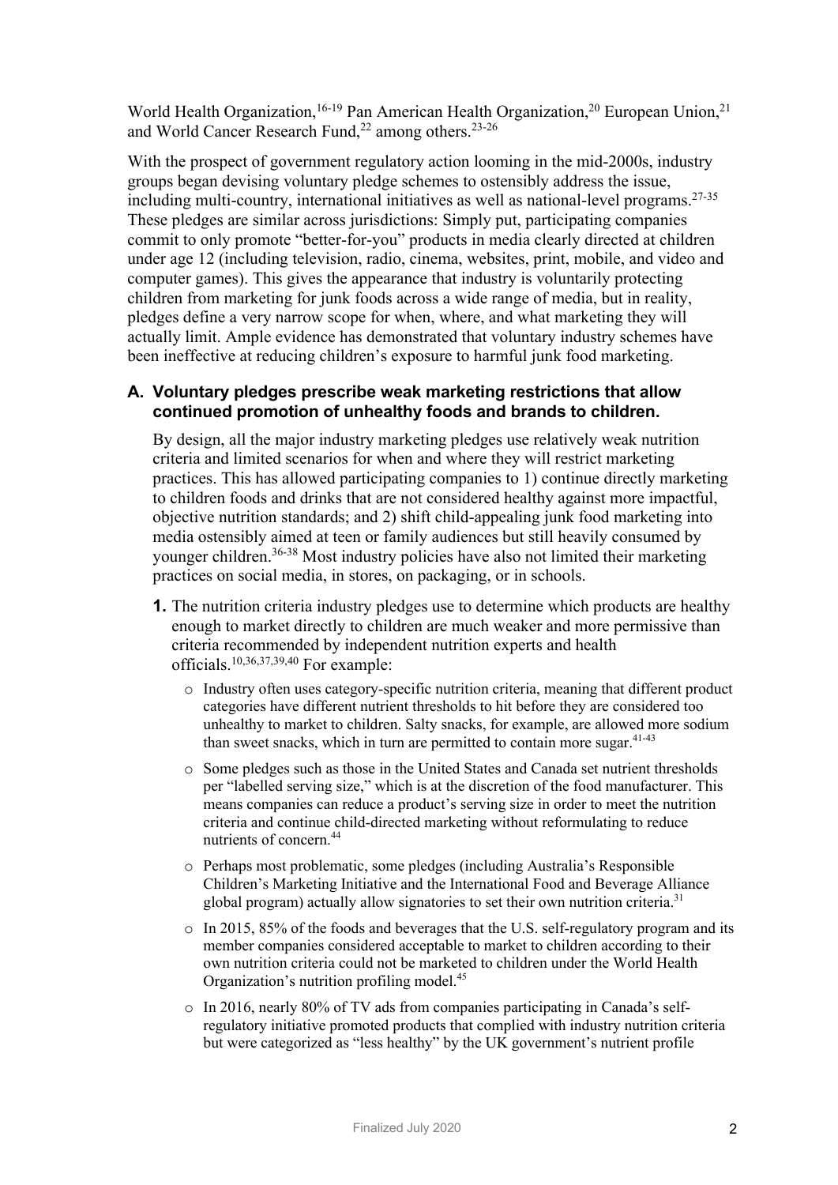World Health Organization,[16-19] Pan American Health Organization,[20] European Union,[21] and World Cancer Research Fund,[22] among others.[23-26]

With the prospect of government regulatory action looming in the mid-2000s, industry groups began devising voluntary pledge schemes to ostensibly address the issue, including multi-country, international initiatives as well as national-level programs.[27-35] These pledges are similar across jurisdictions: Simply put, participating companies commit to only promote "better-for-you" products in media clearly directed at children under age 12 (including television, radio, cinema, websites, print, mobile, and video and computer games). This gives the appearance that industry is voluntarily protecting children from marketing for junk foods across a wide range of media, but in reality, pledges define a very narrow scope for when, where, and what marketing they will actually limit. Ample evidence has demonstrated that voluntary industry schemes have been ineffective at reducing children's exposure to harmful junk food marketing.

### A. Voluntary pledges prescribe weak marketing restrictions that allow continued promotion of unhealthy foods and brands to children.

By design, all the major industry marketing pledges use relatively weak nutrition criteria and limited scenarios for when and where they will restrict marketing practices. This has allowed participating companies to 1) continue directly marketing to children foods and drinks that are not considered healthy against more impactful, objective nutrition standards; and 2) shift child-appealing junk food marketing into media ostensibly aimed at teen or family audiences but still heavily consumed by younger children.[36-38] Most industry policies have also not limited their marketing practices on social media, in stores, on packaging, or in schools.

1. The nutrition criteria industry pledges use to determine which products are healthy enough to market directly to children are much weaker and more permissive than criteria recommended by independent nutrition experts and health officials.[10,36,37,39,40] For example:
   - Industry often uses category-specific nutrition criteria, meaning that different product categories have different nutrient thresholds to hit before they are considered too unhealthy to market to children. Salty snacks, for example, are allowed more sodium than sweet snacks, which in turn are permitted to contain more sugar.[41-43]
   - Some pledges such as those in the United States and Canada set nutrient thresholds per "labelled serving size," which is at the discretion of the food manufacturer. This means companies can reduce a product's serving size in order to meet the nutrition criteria and continue child-directed marketing without reformulating to reduce nutrients of concern.[44]
   - Perhaps most problematic, some pledges (including Australia's Responsible Children's Marketing Initiative and the International Food and Beverage Alliance global program) actually allow signatories to set their own nutrition criteria.[31]
   - In 2015, 85% of the foods and beverages that the U.S. self-regulatory program and its member companies considered acceptable to market to children according to their own nutrition criteria could not be marketed to children under the World Health Organization's nutrition profiling model.[45]
   - In 2016, nearly 80% of TV ads from companies participating in Canada's self-regulatory initiative promoted products that complied with industry nutrition criteria but were categorized as "less healthy" by the UK government's nutrient profile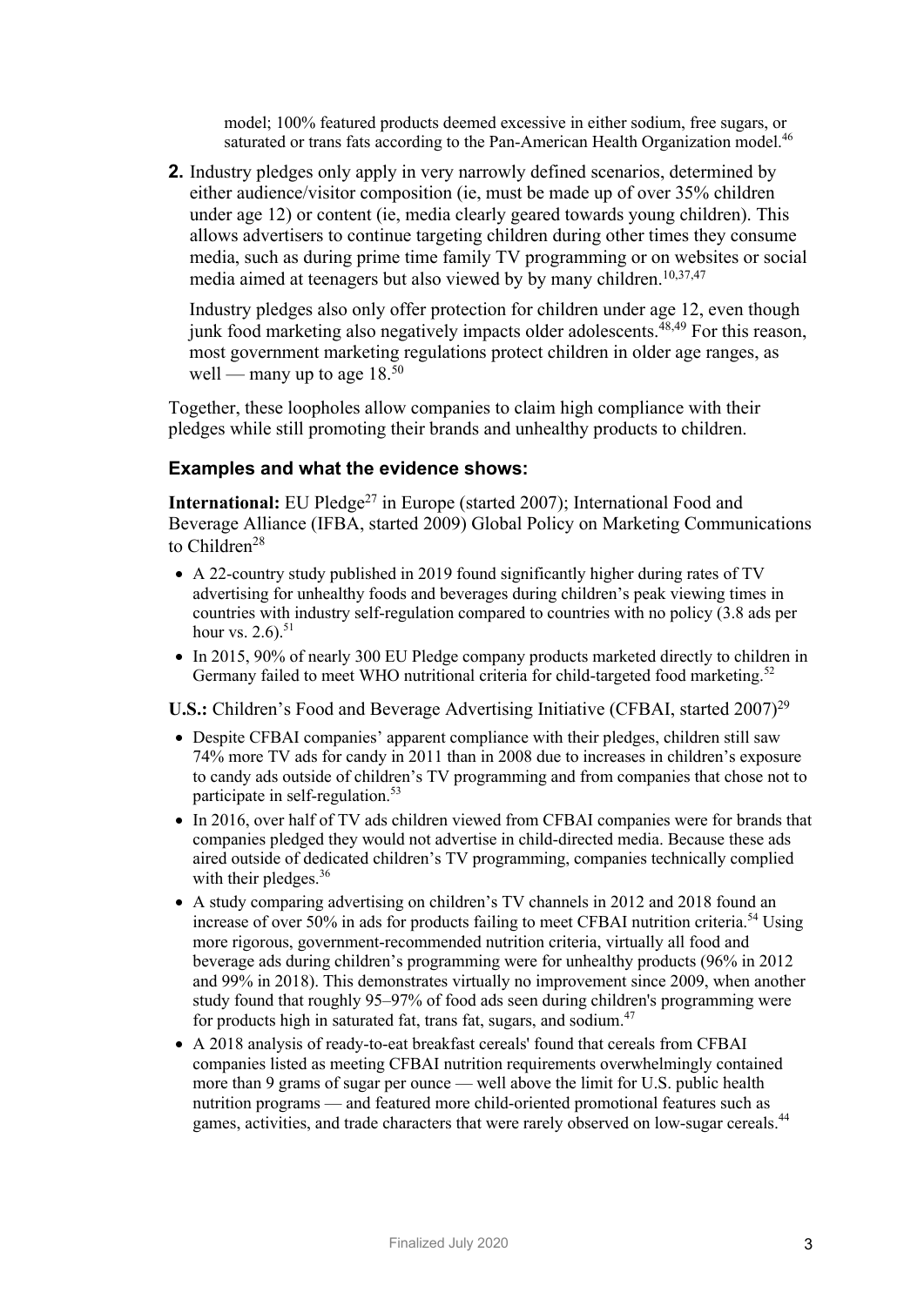model; 100% featured products deemed excessive in either sodium, free sugars, or saturated or trans fats according to the Pan-American Health Organization model.[46]

2. Industry pledges only apply in very narrowly defined scenarios, determined by either audience/visitor composition (ie, must be made up of over 35% children under age 12) or content (ie, media clearly geared towards young children). This allows advertisers to continue targeting children during other times they consume media, such as during prime time family TV programming or on websites or social media aimed at teenagers but also viewed by by many children.[10,37,47]

   Industry pledges also only offer protection for children under age 12, even though junk food marketing also negatively impacts older adolescents.[48,49] For this reason, most government marketing regulations protect children in older age ranges, as well — many up to age 18.[50]

Together, these loopholes allow companies to claim high compliance with their pledges while still promoting their brands and unhealthy products to children.

### Examples and what the evidence shows:

**International:** EU Pledge[27] in Europe (started 2007); International Food and Beverage Alliance (IFBA, started 2009) Global Policy on Marketing Communications to Children[28]

- A 22-country study published in 2019 found significantly higher during rates of TV advertising for unhealthy foods and beverages during children's peak viewing times in countries with industry self-regulation compared to countries with no policy (3.8 ads per hour vs. 2.6).[51]
- In 2015, 90% of nearly 300 EU Pledge company products marketed directly to children in Germany failed to meet WHO nutritional criteria for child-targeted food marketing.[52]

**U.S.:** Children's Food and Beverage Advertising Initiative (CFBAI, started 2007)[29]

- Despite CFBAI companies' apparent compliance with their pledges, children still saw 74% more TV ads for candy in 2011 than in 2008 due to increases in children's exposure to candy ads outside of children's TV programming and from companies that chose not to participate in self-regulation.[53]
- In 2016, over half of TV ads children viewed from CFBAI companies were for brands that companies pledged they would not advertise in child-directed media. Because these ads aired outside of dedicated children's TV programming, companies technically complied with their pledges.[36]
- A study comparing advertising on children's TV channels in 2012 and 2018 found an increase of over 50% in ads for products failing to meet CFBAI nutrition criteria.[54] Using more rigorous, government-recommended nutrition criteria, virtually all food and beverage ads during children's programming were for unhealthy products (96% in 2012 and 99% in 2018). This demonstrates virtually no improvement since 2009, when another study found that roughly 95–97% of food ads seen during children's programming were for products high in saturated fat, trans fat, sugars, and sodium.[47]
- A 2018 analysis of ready-to-eat breakfast cereals' found that cereals from CFBAI companies listed as meeting CFBAI nutrition requirements overwhelmingly contained more than 9 grams of sugar per ounce — well above the limit for U.S. public health nutrition programs — and featured more child-oriented promotional features such as games, activities, and trade characters that were rarely observed on low-sugar cereals.[44]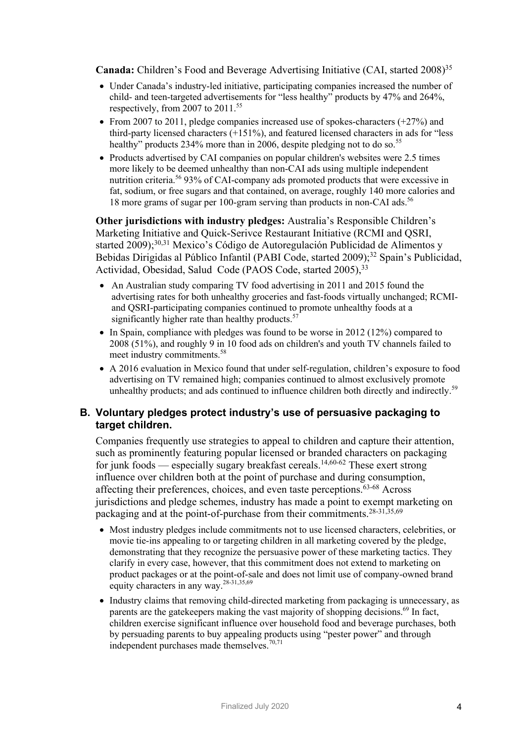**Canada:** Children's Food and Beverage Advertising Initiative (CAI, started 2008)[35]

- Under Canada's industry-led initiative, participating companies increased the number of child- and teen-targeted advertisements for "less healthy" products by 47% and 264%, respectively, from 2007 to 2011.[55]
- From 2007 to 2011, pledge companies increased use of spokes-characters (+27%) and third-party licensed characters (+151%), and featured licensed characters in ads for "less healthy" products 234% more than in 2006, despite pledging not to do so.[55]
- Products advertised by CAI companies on popular children's websites were 2.5 times more likely to be deemed unhealthy than non-CAI ads using multiple independent nutrition criteria.[56] 93% of CAI-company ads promoted products that were excessive in fat, sodium, or free sugars and that contained, on average, roughly 140 more calories and 18 more grams of sugar per 100-gram serving than products in non-CAI ads.[56]

**Other jurisdictions with industry pledges:** Australia's Responsible Children's Marketing Initiative and Quick-Serivce Restaurant Initiative (RCMI and QSRI, started 2009);[30,31] Mexico's Código de Autoregulación Publicidad de Alimentos y Bebidas Dirigidas al Público Infantil (PABI Code, started 2009);[32] Spain's Publicidad, Actividad, Obesidad, Salud Code (PAOS Code, started 2005),[33]

- An Australian study comparing TV food advertising in 2011 and 2015 found the advertising rates for both unhealthy groceries and fast-foods virtually unchanged; RCMI- and QSRI-participating companies continued to promote unhealthy foods at a significantly higher rate than healthy products.[57]
- In Spain, compliance with pledges was found to be worse in 2012 (12%) compared to 2008 (51%), and roughly 9 in 10 food ads on children's and youth TV channels failed to meet industry commitments.[58]
- A 2016 evaluation in Mexico found that under self-regulation, children's exposure to food advertising on TV remained high; companies continued to almost exclusively promote unhealthy products; and ads continued to influence children both directly and indirectly.[59]

## B. Voluntary pledges protect industry's use of persuasive packaging to target children.

Companies frequently use strategies to appeal to children and capture their attention, such as prominently featuring popular licensed or branded characters on packaging for junk foods — especially sugary breakfast cereals.[14,60-62] These exert strong influence over children both at the point of purchase and during consumption, affecting their preferences, choices, and even taste perceptions.[63-68] Across jurisdictions and pledge schemes, industry has made a point to exempt marketing on packaging and at the point-of-purchase from their commitments.[28-31,35,69]

- Most industry pledges include commitments not to use licensed characters, celebrities, or movie tie-ins appealing to or targeting children in all marketing covered by the pledge, demonstrating that they recognize the persuasive power of these marketing tactics. They clarify in every case, however, that this commitment does not extend to marketing on product packages or at the point-of-sale and does not limit use of company-owned brand equity characters in any way.[28-31,35,69]
- Industry claims that removing child-directed marketing from packaging is unnecessary, as parents are the gatekeepers making the vast majority of shopping decisions.[69] In fact, children exercise significant influence over household food and beverage purchases, both by persuading parents to buy appealing products using "pester power" and through independent purchases made themselves.[70,71]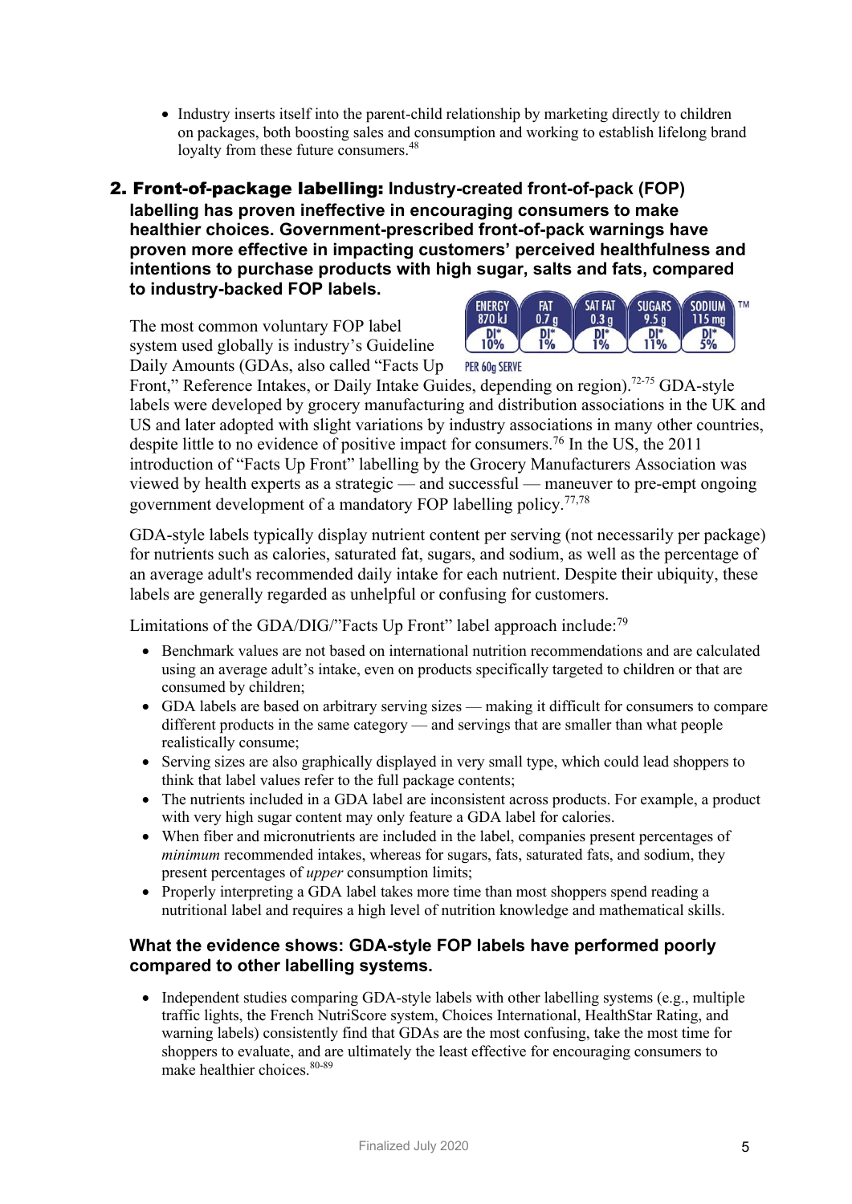- Industry inserts itself into the parent-child relationship by marketing directly to children on packages, both boosting sales and consumption and working to establish lifelong brand loyalty from these future consumers.[48]

## 2. Front-of-package labelling: Industry-created front-of-pack (FOP) labelling has proven ineffective in encouraging consumers to make healthier choices. Government-prescribed front-of-pack warnings have proven more effective in impacting customers' perceived healthfulness and intentions to purchase products with high sugar, salts and fats, compared to industry-backed FOP labels.

| ENERGY | FAT | SAT FAT | SUGARS | SODIUM |
|---|---|---|---|---|
| 870 kJ | 0.7 g | 0.3 g | 9.5 g | 115 mg |
| DI* 10% | DI* 1% | DI* 1% | DI* 11% | DI* 5% |

PER 60g SERVE

The most common voluntary FOP label system used globally is industry's Guideline Daily Amounts (GDAs, also called "Facts Up Front," Reference Intakes, or Daily Intake Guides, depending on region).[72-75] GDA-style labels were developed by grocery manufacturing and distribution associations in the UK and US and later adopted with slight variations by industry associations in many other countries, despite little to no evidence of positive impact for consumers.[76] In the US, the 2011 introduction of "Facts Up Front" labelling by the Grocery Manufacturers Association was viewed by health experts as a strategic — and successful — maneuver to pre-empt ongoing government development of a mandatory FOP labelling policy.[77,78]

GDA-style labels typically display nutrient content per serving (not necessarily per package) for nutrients such as calories, saturated fat, sugars, and sodium, as well as the percentage of an average adult's recommended daily intake for each nutrient. Despite their ubiquity, these labels are generally regarded as unhelpful or confusing for customers.

Limitations of the GDA/DIG/"Facts Up Front" label approach include:[79]

- Benchmark values are not based on international nutrition recommendations and are calculated using an average adult's intake, even on products specifically targeted to children or that are consumed by children;
- GDA labels are based on arbitrary serving sizes — making it difficult for consumers to compare different products in the same category — and servings that are smaller than what people realistically consume;
- Serving sizes are also graphically displayed in very small type, which could lead shoppers to think that label values refer to the full package contents;
- The nutrients included in a GDA label are inconsistent across products. For example, a product with very high sugar content may only feature a GDA label for calories.
- When fiber and micronutrients are included in the label, companies present percentages of *minimum* recommended intakes, whereas for sugars, fats, saturated fats, and sodium, they present percentages of *upper* consumption limits;
- Properly interpreting a GDA label takes more time than most shoppers spend reading a nutritional label and requires a high level of nutrition knowledge and mathematical skills.

### What the evidence shows: GDA-style FOP labels have performed poorly compared to other labelling systems.

- Independent studies comparing GDA-style labels with other labelling systems (e.g., multiple traffic lights, the French NutriScore system, Choices International, HealthStar Rating, and warning labels) consistently find that GDAs are the most confusing, take the most time for shoppers to evaluate, and are ultimately the least effective for encouraging consumers to make healthier choices.[80-89]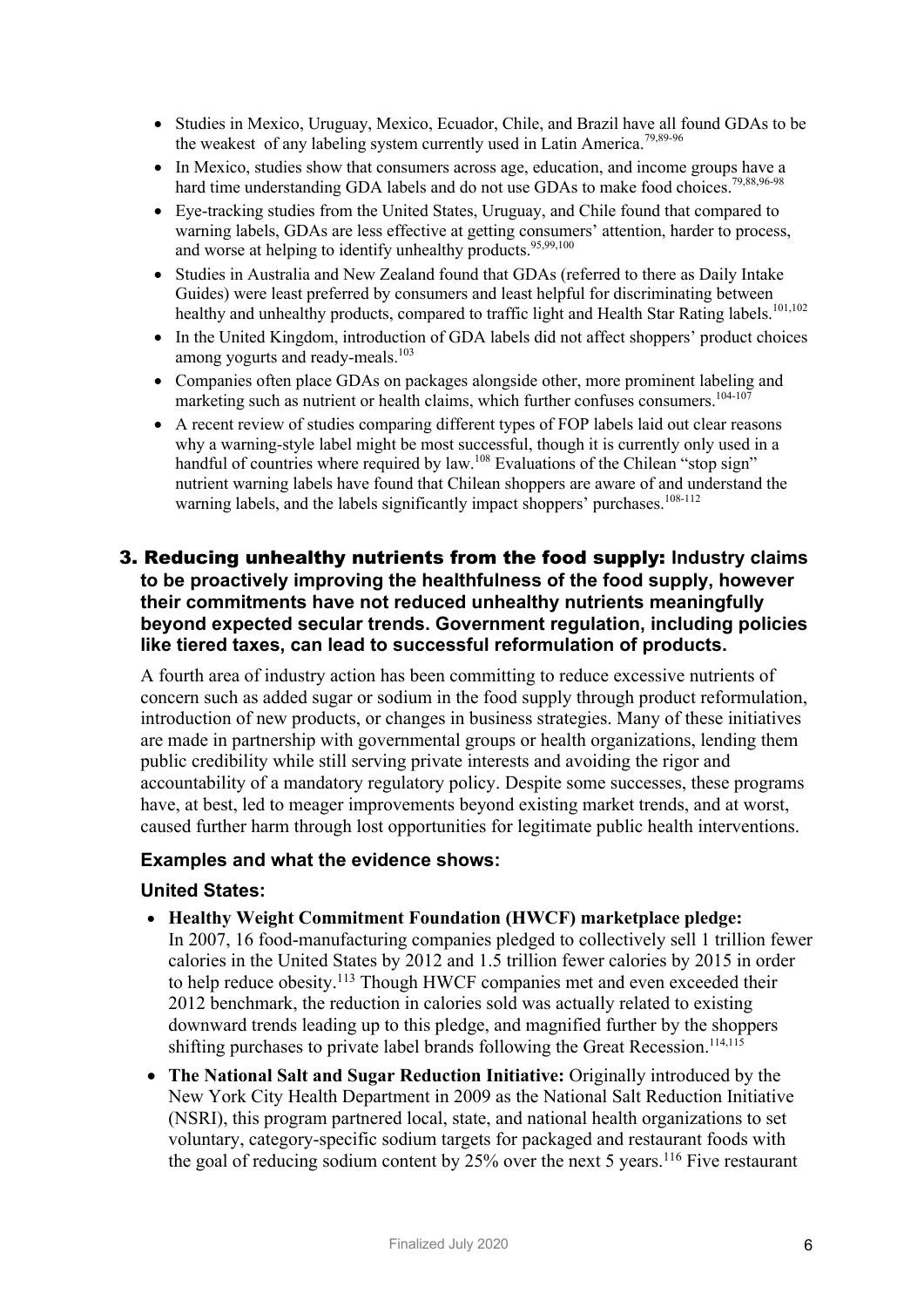- Studies in Mexico, Uruguay, Mexico, Ecuador, Chile, and Brazil have all found GDAs to be the weakest of any labeling system currently used in Latin America.[79,89-96]
- In Mexico, studies show that consumers across age, education, and income groups have a hard time understanding GDA labels and do not use GDAs to make food choices.[79,88,96-98]
- Eye-tracking studies from the United States, Uruguay, and Chile found that compared to warning labels, GDAs are less effective at getting consumers' attention, harder to process, and worse at helping to identify unhealthy products.[95,99,100]
- Studies in Australia and New Zealand found that GDAs (referred to there as Daily Intake Guides) were least preferred by consumers and least helpful for discriminating between healthy and unhealthy products, compared to traffic light and Health Star Rating labels.[101,102]
- In the United Kingdom, introduction of GDA labels did not affect shoppers' product choices among yogurts and ready-meals.[103]
- Companies often place GDAs on packages alongside other, more prominent labeling and marketing such as nutrient or health claims, which further confuses consumers.[104-107]
- A recent review of studies comparing different types of FOP labels laid out clear reasons why a warning-style label might be most successful, though it is currently only used in a handful of countries where required by law.[108] Evaluations of the Chilean "stop sign" nutrient warning labels have found that Chilean shoppers are aware of and understand the warning labels, and the labels significantly impact shoppers' purchases.[108-112]

## 3. Reducing unhealthy nutrients from the food supply: Industry claims to be proactively improving the healthfulness of the food supply, however their commitments have not reduced unhealthy nutrients meaningfully beyond expected secular trends. Government regulation, including policies like tiered taxes, can lead to successful reformulation of products.

A fourth area of industry action has been committing to reduce excessive nutrients of concern such as added sugar or sodium in the food supply through product reformulation, introduction of new products, or changes in business strategies. Many of these initiatives are made in partnership with governmental groups or health organizations, lending them public credibility while still serving private interests and avoiding the rigor and accountability of a mandatory regulatory policy. Despite some successes, these programs have, at best, led to meager improvements beyond existing market trends, and at worst, caused further harm through lost opportunities for legitimate public health interventions.

### Examples and what the evidence shows:

### United States:

- **Healthy Weight Commitment Foundation (HWCF) marketplace pledge:** In 2007, 16 food-manufacturing companies pledged to collectively sell 1 trillion fewer calories in the United States by 2012 and 1.5 trillion fewer calories by 2015 in order to help reduce obesity.[113] Though HWCF companies met and even exceeded their 2012 benchmark, the reduction in calories sold was actually related to existing downward trends leading up to this pledge, and magnified further by the shoppers shifting purchases to private label brands following the Great Recession.[114,115]
- **The National Salt and Sugar Reduction Initiative:** Originally introduced by the New York City Health Department in 2009 as the National Salt Reduction Initiative (NSRI), this program partnered local, state, and national health organizations to set voluntary, category-specific sodium targets for packaged and restaurant foods with the goal of reducing sodium content by 25% over the next 5 years.[116] Five restaurant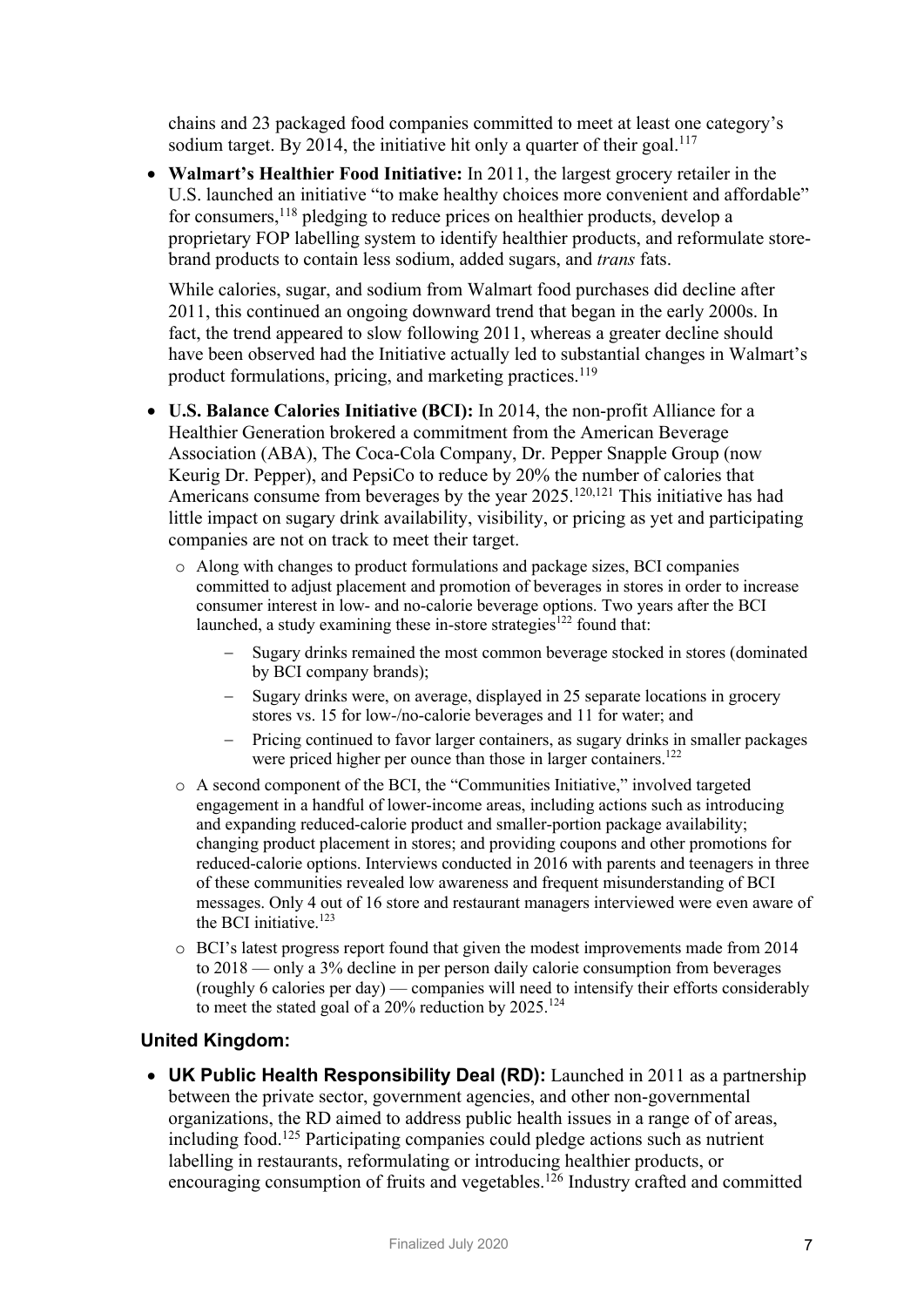chains and 23 packaged food companies committed to meet at least one category's sodium target. By 2014, the initiative hit only a quarter of their goal.[117]

- **Walmart's Healthier Food Initiative:** In 2011, the largest grocery retailer in the U.S. launched an initiative "to make healthy choices more convenient and affordable" for consumers,[118] pledging to reduce prices on healthier products, develop a proprietary FOP labelling system to identify healthier products, and reformulate store-brand products to contain less sodium, added sugars, and *trans* fats.

  While calories, sugar, and sodium from Walmart food purchases did decline after 2011, this continued an ongoing downward trend that began in the early 2000s. In fact, the trend appeared to slow following 2011, whereas a greater decline should have been observed had the Initiative actually led to substantial changes in Walmart's product formulations, pricing, and marketing practices.[119]

- **U.S. Balance Calories Initiative (BCI):** In 2014, the non-profit Alliance for a Healthier Generation brokered a commitment from the American Beverage Association (ABA), The Coca-Cola Company, Dr. Pepper Snapple Group (now Keurig Dr. Pepper), and PepsiCo to reduce by 20% the number of calories that Americans consume from beverages by the year 2025.[120,121] This initiative has had little impact on sugary drink availability, visibility, or pricing as yet and participating companies are not on track to meet their target.
  - Along with changes to product formulations and package sizes, BCI companies committed to adjust placement and promotion of beverages in stores in order to increase consumer interest in low- and no-calorie beverage options. Two years after the BCI launched, a study examining these in-store strategies[122] found that:
    - Sugary drinks remained the most common beverage stocked in stores (dominated by BCI company brands);
    - Sugary drinks were, on average, displayed in 25 separate locations in grocery stores vs. 15 for low-/no-calorie beverages and 11 for water; and
    - Pricing continued to favor larger containers, as sugary drinks in smaller packages were priced higher per ounce than those in larger containers.[122]
  - A second component of the BCI, the "Communities Initiative," involved targeted engagement in a handful of lower-income areas, including actions such as introducing and expanding reduced-calorie product and smaller-portion package availability; changing product placement in stores; and providing coupons and other promotions for reduced-calorie options. Interviews conducted in 2016 with parents and teenagers in three of these communities revealed low awareness and frequent misunderstanding of BCI messages. Only 4 out of 16 store and restaurant managers interviewed were even aware of the BCI initiative.[123]
  - BCI's latest progress report found that given the modest improvements made from 2014 to 2018 — only a 3% decline in per person daily calorie consumption from beverages (roughly 6 calories per day) — companies will need to intensify their efforts considerably to meet the stated goal of a 20% reduction by 2025.[124]

### United Kingdom:

- **UK Public Health Responsibility Deal (RD):** Launched in 2011 as a partnership between the private sector, government agencies, and other non-governmental organizations, the RD aimed to address public health issues in a range of of areas, including food.[125] Participating companies could pledge actions such as nutrient labelling in restaurants, reformulating or introducing healthier products, or encouraging consumption of fruits and vegetables.[126] Industry crafted and committed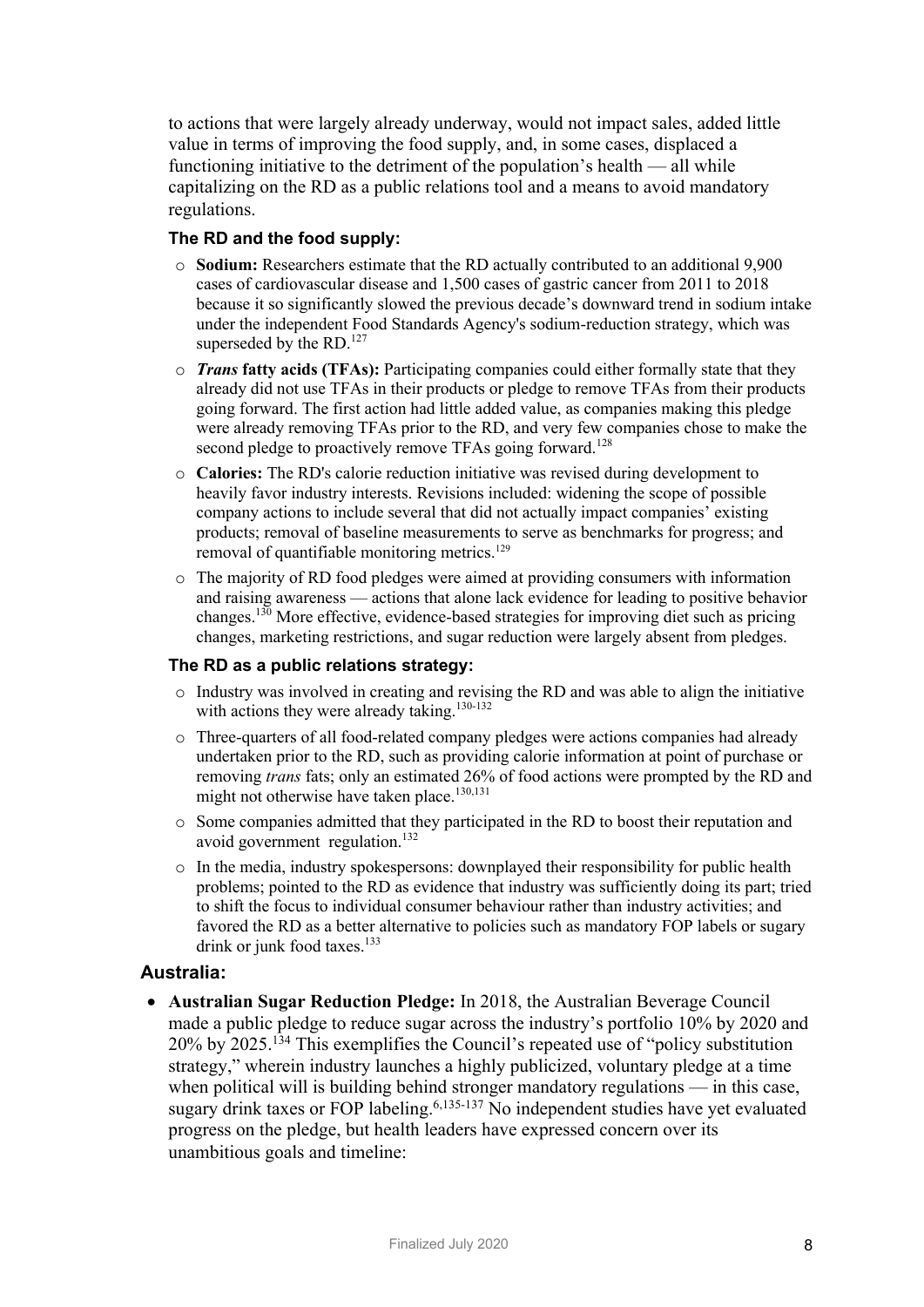to actions that were largely already underway, would not impact sales, added little value in terms of improving the food supply, and, in some cases, displaced a functioning initiative to the detriment of the population's health — all while capitalizing on the RD as a public relations tool and a means to avoid mandatory regulations.

**The RD and the food supply:**

- **Sodium:** Researchers estimate that the RD actually contributed to an additional 9,900 cases of cardiovascular disease and 1,500 cases of gastric cancer from 2011 to 2018 because it so significantly slowed the previous decade's downward trend in sodium intake under the independent Food Standards Agency's sodium-reduction strategy, which was superseded by the RD.[127]
- ***Trans* fatty acids (TFAs):** Participating companies could either formally state that they already did not use TFAs in their products or pledge to remove TFAs from their products going forward. The first action had little added value, as companies making this pledge were already removing TFAs prior to the RD, and very few companies chose to make the second pledge to proactively remove TFAs going forward.[128]
- **Calories:** The RD's calorie reduction initiative was revised during development to heavily favor industry interests. Revisions included: widening the scope of possible company actions to include several that did not actually impact companies' existing products; removal of baseline measurements to serve as benchmarks for progress; and removal of quantifiable monitoring metrics.[129]
- The majority of RD food pledges were aimed at providing consumers with information and raising awareness — actions that alone lack evidence for leading to positive behavior changes.[130] More effective, evidence-based strategies for improving diet such as pricing changes, marketing restrictions, and sugar reduction were largely absent from pledges.

**The RD as a public relations strategy:**

- Industry was involved in creating and revising the RD and was able to align the initiative with actions they were already taking.[130-132]
- Three-quarters of all food-related company pledges were actions companies had already undertaken prior to the RD, such as providing calorie information at point of purchase or removing *trans* fats; only an estimated 26% of food actions were prompted by the RD and might not otherwise have taken place.[130,131]
- Some companies admitted that they participated in the RD to boost their reputation and avoid government regulation.[132]
- In the media, industry spokespersons: downplayed their responsibility for public health problems; pointed to the RD as evidence that industry was sufficiently doing its part; tried to shift the focus to individual consumer behaviour rather than industry activities; and favored the RD as a better alternative to policies such as mandatory FOP labels or sugary drink or junk food taxes.[133]

### Australia:

- **Australian Sugar Reduction Pledge:** In 2018, the Australian Beverage Council made a public pledge to reduce sugar across the industry's portfolio 10% by 2020 and 20% by 2025.[134] This exemplifies the Council's repeated use of "policy substitution strategy," wherein industry launches a highly publicized, voluntary pledge at a time when political will is building behind stronger mandatory regulations — in this case, sugary drink taxes or FOP labeling.[6,135-137] No independent studies have yet evaluated progress on the pledge, but health leaders have expressed concern over its unambitious goals and timeline: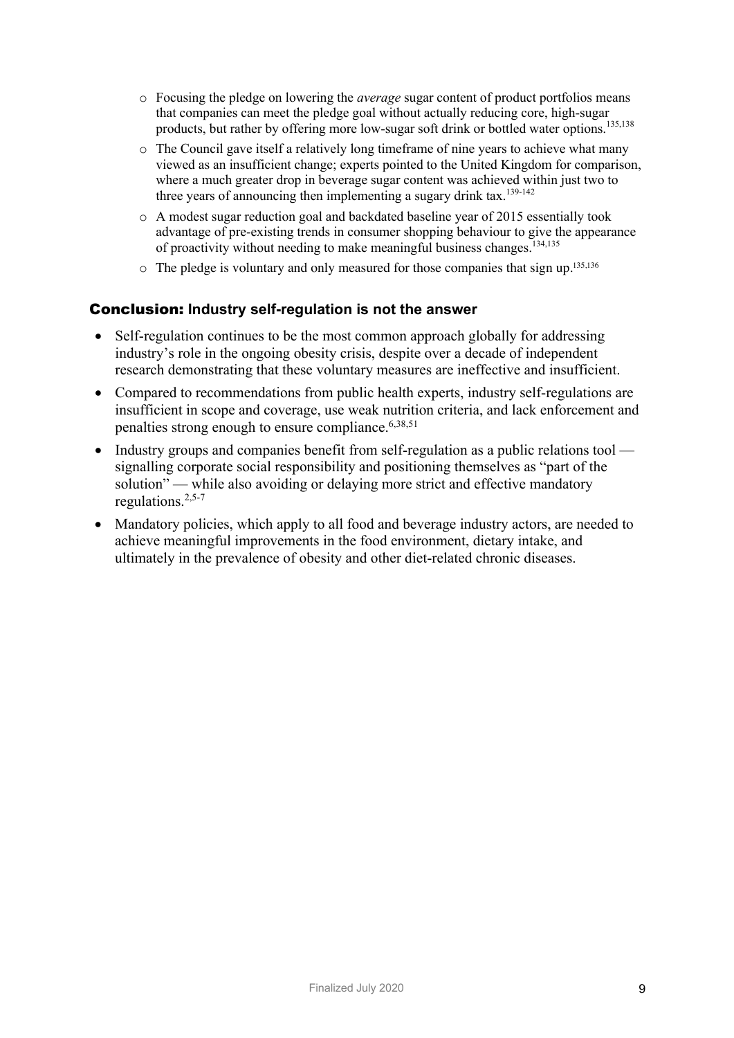- Focusing the pledge on lowering the *average* sugar content of product portfolios means that companies can meet the pledge goal without actually reducing core, high-sugar products, but rather by offering more low-sugar soft drink or bottled water options.[135,138]
- The Council gave itself a relatively long timeframe of nine years to achieve what many viewed as an insufficient change; experts pointed to the United Kingdom for comparison, where a much greater drop in beverage sugar content was achieved within just two to three years of announcing then implementing a sugary drink tax.[139-142]
- A modest sugar reduction goal and backdated baseline year of 2015 essentially took advantage of pre-existing trends in consumer shopping behaviour to give the appearance of proactivity without needing to make meaningful business changes.[134,135]
- The pledge is voluntary and only measured for those companies that sign up.[135,136]

## Conclusion: Industry self-regulation is not the answer

- Self-regulation continues to be the most common approach globally for addressing industry's role in the ongoing obesity crisis, despite over a decade of independent research demonstrating that these voluntary measures are ineffective and insufficient.
- Compared to recommendations from public health experts, industry self-regulations are insufficient in scope and coverage, use weak nutrition criteria, and lack enforcement and penalties strong enough to ensure compliance.[6,38,51]
- Industry groups and companies benefit from self-regulation as a public relations tool — signalling corporate social responsibility and positioning themselves as "part of the solution" — while also avoiding or delaying more strict and effective mandatory regulations.[2,5-7]
- Mandatory policies, which apply to all food and beverage industry actors, are needed to achieve meaningful improvements in the food environment, dietary intake, and ultimately in the prevalence of obesity and other diet-related chronic diseases.

Finalized July 2020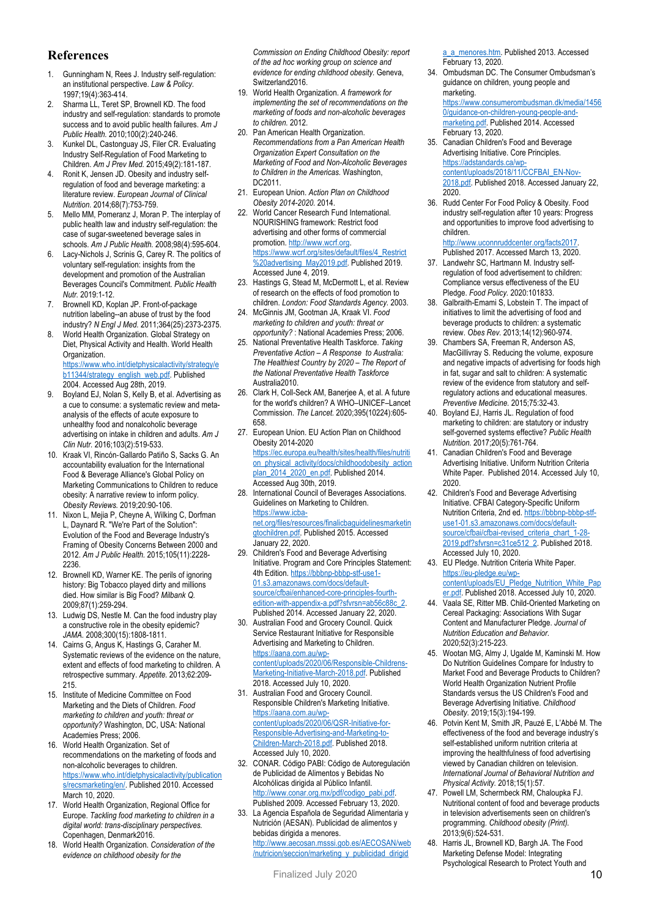## References

1. Gunningham N, Rees J. Industry self-regulation: an institutional perspective. *Law & Policy.* 1997;19(4):363-414.
2. Sharma LL, Teret SP, Brownell KD. The food industry and self-regulation: standards to promote success and to avoid public health failures. *Am J Public Health.* 2010;100(2):240-246.
3. Kunkel DL, Castonguay JS, Filer CR. Evaluating Industry Self-Regulation of Food Marketing to Children. *Am J Prev Med.* 2015;49(2):181-187.
4. Ronit K, Jensen JD. Obesity and industry self-regulation of food and beverage marketing: a literature review. *European Journal of Clinical Nutrition.* 2014;68(7):753-759.
5. Mello MM, Pomeranz J, Moran P. The interplay of public health law and industry self-regulation: the case of sugar-sweetened beverage sales in schools. *Am J Public Health.* 2008;98(4):595-604.
6. Lacy-Nichols J, Scrinis G, Carey R. The politics of voluntary self-regulation: insights from the development and promotion of the Australian Beverages Council's Commitment. *Public Health Nutr.* 2019:1-12.
7. Brownell KD, Koplan JP. Front-of-package nutrition labeling--an abuse of trust by the food industry? *N Engl J Med.* 2011;364(25):2373-2375.
8. World Health Organization. Global Strategy on Diet, Physical Activity and Health. World Health Organization. https://www.who.int/dietphysicalactivity/strategy/eb11344/strategy_english_web.pdf. Published 2004. Accessed Aug 28th, 2019.
9. Boyland EJ, Nolan S, Kelly B, et al. Advertising as a cue to consume: a systematic review and meta-analysis of the effects of acute exposure to unhealthy food and nonalcoholic beverage advertising on intake in children and adults. *Am J Clin Nutr.* 2016;103(2):519-533.
10. Kraak VI, Rincón-Gallardo Patiño S, Sacks G. An accountability evaluation for the International Food & Beverage Alliance's Global Policy on Marketing Communications to Children to reduce obesity: A narrative review to inform policy. *Obesity Reviews.* 2019;20:90-106.
11. Nixon L, Mejia P, Cheyne A, Wilking C, Dorfman L, Daynard R. "We're Part of the Solution": Evolution of the Food and Beverage Industry's Framing of Obesity Concerns Between 2000 and 2012. *Am J Public Health.* 2015;105(11):2228-2236.
12. Brownell KD, Warner KE. The perils of ignoring history: Big Tobacco played dirty and millions died. How similar is Big Food? *Milbank Q.* 2009;87(1):259-294.
13. Ludwig DS, Nestle M. Can the food industry play a constructive role in the obesity epidemic? *JAMA.* 2008;300(15):1808-1811.
14. Cairns G, Angus K, Hastings G, Caraher M. Systematic reviews of the evidence on the nature, extent and effects of food marketing to children. A retrospective summary. *Appetite.* 2013;62:209-215.
15. Institute of Medicine Committee on Food Marketing and the Diets of Children. *Food marketing to children and youth: threat or opportunity?* Washington, DC, USA: National Academies Press; 2006.
16. World Health Organization. Set of recommendations on the marketing of foods and non-alcoholic beverages to children. https://www.who.int/dietphysicalactivity/publications/recsmarketing/en/. Published 2010. Accessed March 10, 2020.
17. World Health Organization, Regional Office for Europe. *Tackling food marketing to children in a digital world: trans-disciplinary perspectives.* Copenhagen, Denmark2016.
18. World Health Organization. *Consideration of the evidence on childhood obesity for the Commission on Ending Childhood Obesity: report of the ad hoc working group on science and evidence for ending childhood obesity.* Geneva, Switzerland2016.
19. World Health Organization. *A framework for implementing the set of recommendations on the marketing of foods and non-alcoholic beverages to children.* 2012.
20. Pan American Health Organization. *Recommendations from a Pan American Health Organization Expert Consultation on the Marketing of Food and Non-Alcoholic Beverages to Children in the Americas.* Washington, DC2011.
21. European Union. *Action Plan on Childhood Obesity 2014-2020.* 2014.
22. World Cancer Research Fund International. NOURISHING framework: Restrict food advertising and other forms of commercial promotion. http://www.wcrf.org. https://www.wcrf.org/sites/default/files/4_Restrict%20advertising_May2019.pdf. Published 2019. Accessed June 4, 2019.
23. Hastings G, Stead M, McDermott L, et al. Review of research on the effects of food promotion to children. *London: Food Standards Agency.* 2003.
24. McGinnis JM, Gootman JA, Kraak VI. *Food marketing to children and youth: threat or opportunity?* : National Academies Press; 2006.
25. National Preventative Health Taskforce. *Taking Preventative Action – A Response to Australia: The Healthiest Country by 2020 – The Report of the National Preventative Health Taskforce* Australia2010.
26. Clark H, Coll-Seck AM, Banerjee A, et al. A future for the world's children? A WHO–UNICEF–Lancet Commission. *The Lancet.* 2020;395(10224):605-658.
27. European Union. EU Action Plan on Childhood Obesity 2014-2020 https://ec.europa.eu/health/sites/health/files/nutrition_physical_activity/docs/childhoodobesity_actionplan_2014_2020_en.pdf. Published 2014. Accessed Aug 30th, 2019.
28. International Council of Beverages Associations. Guidelines on Marketing to Children. https://www.icba-net.org/files/resources/finalicbaguidelinesmarketingtochildren.pdf. Published 2015. Accessed January 22, 2020.
29. Children's Food and Beverage Advertising Initiative. Program and Core Principles Statement: 4th Edition. https://bbbnp-bbbp-stf-use1-01.s3.amazonaws.com/docs/default-source/cfbai/enhanced-core-principles-fourth-edition-with-appendix-a.pdf?sfvrsn=ab56c88c_2. Published 2014. Accessed January 22, 2020.
30. Australian Food and Grocery Council. Quick Service Restaurant Initiative for Responsible Advertising and Marketing to Children. https://aana.com.au/wp-content/uploads/2020/06/Responsible-Childrens-Marketing-Initiative-March-2018.pdf. Published 2018. Accessed July 10, 2020.
31. Australian Food and Grocery Council. Responsible Children's Marketing Initiative. https://aana.com.au/wp-content/uploads/2020/06/QSR-Initiative-for-Responsible-Advertising-and-Marketing-to-Children-March-2018.pdf. Published 2018. Accessed July 10, 2020.
32. CONAR. Código PABI: Código de Autoregulación de Publicidad de Alimentos y Bebidas No Alcohólicas dirigida al Público Infantil. http://www.conar.org.mx/pdf/codigo_pabi.pdf. Published 2009. Accessed February 13, 2020.
33. La Agencia Española de Seguridad Alimentaria y Nutrición (AESAN). Publicidad de alimentos y bebidas dirigida a menores. http://www.aecosan.msssi.gob.es/AECOSAN/web/nutricion/seccion/marketing_y_publicidad_dirigida_a_menores.htm. Published 2013. Accessed February 13, 2020.
34. Ombudsman DC. The Consumer Ombudsman's guidance on children, young people and marketing. https://www.consumerombudsman.dk/media/14560/guidance-on-children-young-people-and-marketing.pdf. Published 2014. Accessed February 13, 2020.
35. Canadian Children's Food and Beverage Advertising Initiative. Core Principles. https://adstandards.ca/wp-content/uploads/2018/11/CCFBAI_EN-Nov-2018.pdf. Published 2018. Accessed January 22, 2020.
36. Rudd Center For Food Policy & Obesity. Food industry self-regulation after 10 years: Progress and opportunities to improve food advertising to children. http://www.uconnruddcenter.org/facts2017. Published 2017. Accessed March 13, 2020.
37. Landwehr SC, Hartmann M. Industry self-regulation of food advertisement to children: Compliance versus effectiveness of the EU Pledge. *Food Policy.* 2020:101833.
38. Galbraith-Emami S, Lobstein T. The impact of initiatives to limit the advertising of food and beverage products to children: a systematic review. *Obes Rev.* 2013;14(12):960-974.
39. Chambers SA, Freeman R, Anderson AS, MacGillivray S. Reducing the volume, exposure and negative impacts of advertising for foods high in fat, sugar and salt to children: A systematic review of the evidence from statutory and self-regulatory actions and educational measures. *Preventive Medicine.* 2015;75:32-43.
40. Boyland EJ, Harris JL. Regulation of food marketing to children: are statutory or industry self-governed systems effective? *Public Health Nutrition.* 2017;20(5):761-764.
41. Canadian Children's Food and Beverage Advertising Initiative. Uniform Nutrition Criteria White Paper. Published 2014. Accessed July 10, 2020.
42. Children's Food and Beverage Advertising Initiative. CFBAI Category-Specific Uniform Nutrition Criteria, 2nd ed. https://bbbnp-bbbp-stf-use1-01.s3.amazonaws.com/docs/default-source/cfbai/cfbai-revised_criteria_chart_1-28-2019.pdf?sfvrsn=c31ce512_2. Published 2018. Accessed July 10, 2020.
43. EU Pledge. Nutrition Criteria White Paper. https://eu-pledge.eu/wp-content/uploads/EU_Pledge_Nutrition_White_Paper.pdf. Published 2018. Accessed July 10, 2020.
44. Vaala SE, Ritter MB. Child-Oriented Marketing on Cereal Packaging: Associations With Sugar Content and Manufacturer Pledge. *Journal of Nutrition Education and Behavior.* 2020;52(3):215-223.
45. Wootan MG, Almy J, Ugalde M, Kaminski M. How Do Nutrition Guidelines Compare for Industry to Market Food and Beverage Products to Children? World Health Organization Nutrient Profile Standards versus the US Children's Food and Beverage Advertising Initiative. *Childhood Obesity.* 2019;15(3):194-199.
46. Potvin Kent M, Smith JR, Pauzé E, L'Abbé M. The effectiveness of the food and beverage industry's self-established uniform nutrition criteria at improving the healthfulness of food advertising viewed by Canadian children on television. *International Journal of Behavioral Nutrition and Physical Activity.* 2018;15(1):57.
47. Powell LM, Schermbeck RM, Chaloupka FJ. Nutritional content of food and beverage products in television advertisements seen on children's programming. *Childhood obesity (Print).* 2013;9(6):524-531.
48. Harris JL, Brownell KD, Bargh JA. The Food Marketing Defense Model: Integrating Psychological Research to Protect Youth and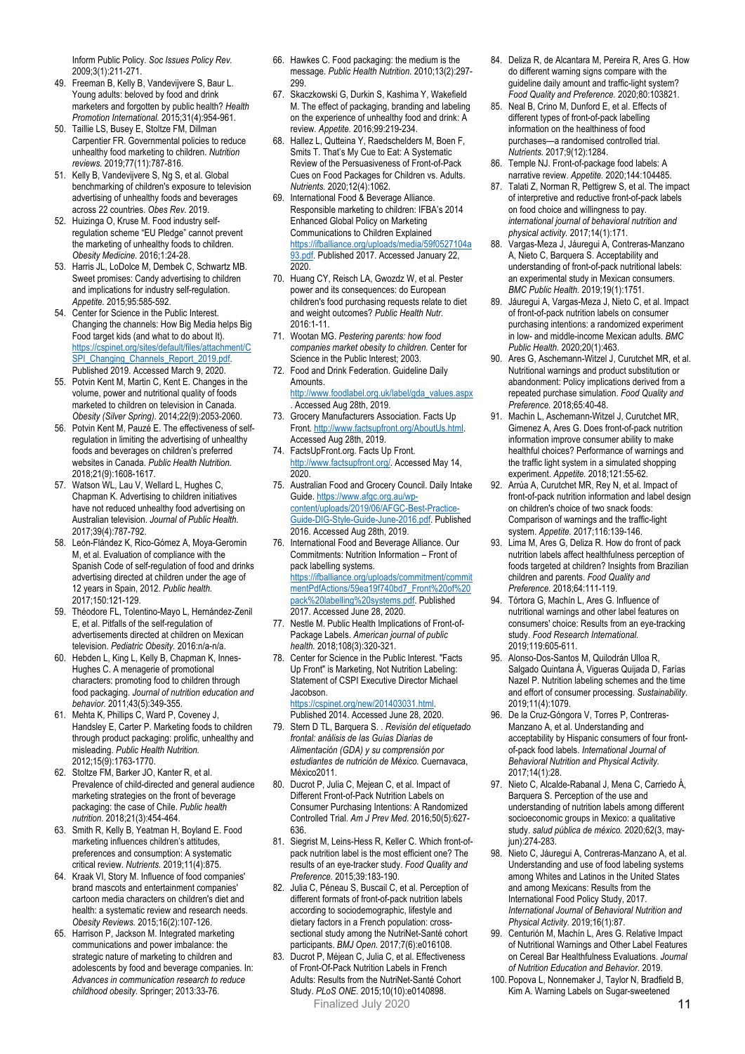Inform Public Policy. *Soc Issues Policy Rev.* 2009;3(1):211-271.

49. Freeman B, Kelly B, Vandevijvere S, Baur L. Young adults: beloved by food and drink marketers and forgotten by public health? *Health Promotion International.* 2015;31(4):954-961.
50. Taillie LS, Busey E, Stoltze FM, Dillman Carpentier FR. Governmental policies to reduce unhealthy food marketing to children. *Nutrition reviews.* 2019;77(11):787-816.
51. Kelly B, Vandevijvere S, Ng S, et al. Global benchmarking of children's exposure to television advertising of unhealthy foods and beverages across 22 countries. *Obes Rev.* 2019.
52. Huizinga O, Kruse M. Food industry self-regulation scheme "EU Pledge" cannot prevent the marketing of unhealthy foods to children. *Obesity Medicine.* 2016;1:24-28.
53. Harris JL, LoDolce M, Dembek C, Schwartz MB. Sweet promises: Candy advertising to children and implications for industry self-regulation. *Appetite.* 2015;95:585-592.
54. Center for Science in the Public Interest. Changing the channels: How Big Media helps Big Food target kids (and what to do about It). https://cspinet.org/sites/default/files/attachment/CSPI_Changing_Channels_Report_2019.pdf. Published 2019. Accessed March 9, 2020.
55. Potvin Kent M, Martin C, Kent E. Changes in the volume, power and nutritional quality of foods marketed to children on television in Canada. *Obesity (Silver Spring).* 2014;22(9):2053-2060.
56. Potvin Kent M, Pauzé E. The effectiveness of self-regulation in limiting the advertising of unhealthy foods and beverages on children's preferred websites in Canada. *Public Health Nutrition.* 2018;21(9):1608-1617.
57. Watson WL, Lau V, Wellard L, Hughes C, Chapman K. Advertising to children initiatives have not reduced unhealthy food advertising on Australian television. *Journal of Public Health.* 2017;39(4):787-792.
58. León-Flández K, Rico-Gómez A, Moya-Geromin M, et al. Evaluation of compliance with the Spanish Code of self-regulation of food and drinks advertising directed at children under the age of 12 years in Spain, 2012. *Public health.* 2017;150:121-129.
59. Théodore FL, Tolentino-Mayo L, Hernández-Zenil E, et al. Pitfalls of the self-regulation of advertisements directed at children on Mexican television. *Pediatric Obesity.* 2016:n/a-n/a.
60. Hebden L, King L, Kelly B, Chapman K, Innes-Hughes C. A menagerie of promotional characters: promoting food to children through food packaging. *Journal of nutrition education and behavior.* 2011;43(5):349-355.
61. Mehta K, Phillips C, Ward P, Coveney J, Handsley E, Carter P. Marketing foods to children through product packaging: prolific, unhealthy and misleading. *Public Health Nutrition.* 2012;15(9):1763-1770.
62. Stoltze FM, Barker JO, Kanter R, et al. Prevalence of child-directed and general audience marketing strategies on the front of beverage packaging: the case of Chile. *Public health nutrition.* 2018;21(3):454-464.
63. Smith R, Kelly B, Yeatman H, Boyland E. Food marketing influences children's attitudes, preferences and consumption: A systematic critical review. *Nutrients.* 2019;11(4):875.
64. Kraak VI, Story M. Influence of food companies' brand mascots and entertainment companies' cartoon media characters on children's diet and health: a systematic review and research needs. *Obesity Reviews.* 2015;16(2):107-126.
65. Harrison P, Jackson M. Integrated marketing communications and power imbalance: the strategic nature of marketing to children and adolescents by food and beverage companies. In: *Advances in communication research to reduce childhood obesity.* Springer; 2013:33-76.
66. Hawkes C. Food packaging: the medium is the message. *Public Health Nutrition.* 2010;13(2):297-299.
67. Skaczkowski G, Durkin S, Kashima Y, Wakefield M. The effect of packaging, branding and labeling on the experience of unhealthy food and drink: A review. *Appetite.* 2016;99:219-234.
68. Hallez L, Qutteina Y, Raedschelders M, Boen F, Smits T. That's My Cue to Eat: A Systematic Review of the Persuasiveness of Front-of-Pack Cues on Food Packages for Children vs. Adults. *Nutrients.* 2020;12(4):1062.
69. International Food & Beverage Alliance. Responsible marketing to children: IFBA's 2014 Enhanced Global Policy on Marketing Communications to Children Explained https://ifballiance.org/uploads/media/59f0527104a93.pdf. Published 2017. Accessed January 22, 2020.
70. Huang CY, Reisch LA, Gwozdz W, et al. Pester power and its consequences: do European children's food purchasing requests relate to diet and weight outcomes? *Public Health Nutr.* 2016:1-11.
71. Wootan MG. *Pestering parents: how food companies market obesity to children.* Center for Science in the Public Interest; 2003.
72. Food and Drink Federation. Guideline Daily Amounts. http://www.foodlabel.org.uk/label/gda_values.aspx. Accessed Aug 28th, 2019.
73. Grocery Manufacturers Association. Facts Up Front. http://www.factsupfront.org/AboutUs.html. Accessed Aug 28th, 2019.
74. FactsUpFront.org. Facts Up Front. http://www.factsupfront.org/. Accessed May 14, 2020.
75. Australian Food and Grocery Council. Daily Intake Guide. https://www.afgc.org.au/wp-content/uploads/2019/06/AFGC-Best-Practice-Guide-DIG-Style-Guide-June-2016.pdf. Published 2016. Accessed Aug 28th, 2019.
76. International Food and Beverage Alliance. Our Commitments: Nutrition Information – Front of pack labelling systems. https://ifballiance.org/uploads/commitment/commitmentPdfActions/59ea19f740bd7_Front%20of%20pack%20labelling%20systems.pdf. Published 2017. Accessed June 28, 2020.
77. Nestle M. Public Health Implications of Front-of-Package Labels. *American journal of public health.* 2018;108(3):320-321.
78. Center for Science in the Public Interest. "Facts Up Front" is Marketing, Not Nutrition Labeling: Statement of CSPI Executive Director Michael Jacobson. https://cspinet.org/new/201403031.html. Published 2014. Accessed June 28, 2020.
79. Stern D TL, Barquera S. . *Revisión del etiquetado frontal: análisis de las Guías Diarias de Alimentación (GDA) y su comprensión por estudiantes de nutrición de México.* Cuernavaca, México2011.
80. Ducrot P, Julia C, Mejean C, et al. Impact of Different Front-of-Pack Nutrition Labels on Consumer Purchasing Intentions: A Randomized Controlled Trial. *Am J Prev Med.* 2016;50(5):627-636.
81. Siegrist M, Leins-Hess R, Keller C. Which front-of-pack nutrition label is the most efficient one? The results of an eye-tracker study. *Food Quality and Preference.* 2015;39:183-190.
82. Julia C, Péneau S, Buscail C, et al. Perception of different formats of front-of-pack nutrition labels according to sociodemographic, lifestyle and dietary factors in a French population: cross-sectional study among the NutriNet-Santé cohort participants. *BMJ Open.* 2017;7(6):e016108.
83. Ducrot P, Méjean C, Julia C, et al. Effectiveness of Front-Of-Pack Nutrition Labels in French Adults: Results from the NutriNet-Santé Cohort Study. *PLoS ONE.* 2015;10(10):e0140898.
84. Deliza R, de Alcantara M, Pereira R, Ares G. How do different warning signs compare with the guideline daily amount and traffic-light system? *Food Quality and Preference.* 2020;80:103821.
85. Neal B, Crino M, Dunford E, et al. Effects of different types of front-of-pack labelling information on the healthiness of food purchases—a randomised controlled trial. *Nutrients.* 2017;9(12):1284.
86. Temple NJ. Front-of-package food labels: A narrative review. *Appetite.* 2020;144:104485.
87. Talati Z, Norman R, Pettigrew S, et al. The impact of interpretive and reductive front-of-pack labels on food choice and willingness to pay. *international journal of behavioral nutrition and physical activity.* 2017;14(1):171.
88. Vargas-Meza J, Jáuregui A, Contreras-Manzano A, Nieto C, Barquera S. Acceptability and understanding of front-of-pack nutritional labels: an experimental study in Mexican consumers. *BMC Public Health.* 2019;19(1):1751.
89. Jáuregui A, Vargas-Meza J, Nieto C, et al. Impact of front-of-pack nutrition labels on consumer purchasing intentions: a randomized experiment in low- and middle-income Mexican adults. *BMC Public Health.* 2020;20(1):463.
90. Ares G, Aschemann-Witzel J, Curutchet MR, et al. Nutritional warnings and product substitution or abandonment: Policy implications derived from a repeated purchase simulation. *Food Quality and Preference.* 2018;65:40-48.
91. Machin L, Aschemann-Witzel J, Curutchet MR, Gimenez A, Ares G. Does front-of-pack nutrition information improve consumer ability to make healthful choices? Performance of warnings and the traffic light system in a simulated shopping experiment. *Appetite.* 2018;121:55-62.
92. Arrúa A, Curutchet MR, Rey N, et al. Impact of front-of-pack nutrition information and label design on children's choice of two snack foods: Comparison of warnings and the traffic-light system. *Appetite.* 2017;116:139-146.
93. Lima M, Ares G, Deliza R. How do front of pack nutrition labels affect healthfulness perception of foods targeted at children? Insights from Brazilian children and parents. *Food Quality and Preference.* 2018;64:111-119.
94. Tórtora G, Machín L, Ares G. Influence of nutritional warnings and other label features on consumers' choice: Results from an eye-tracking study. *Food Research International.* 2019;119:605-611.
95. Alonso-Dos-Santos M, Quilodrán Ulloa R, Salgado Quintana Á, Vigueras Quijada D, Farías Nazel P. Nutrition labeling schemes and the time and effort of consumer processing. *Sustainability.* 2019;11(4):1079.
96. De la Cruz-Góngora V, Torres P, Contreras-Manzano A, et al. Understanding and acceptability by Hispanic consumers of four front-of-pack food labels. *International Journal of Behavioral Nutrition and Physical Activity.* 2017;14(1):28.
97. Nieto C, Alcalde-Rabanal J, Mena C, Carriedo Á, Barquera S. Perception of the use and understanding of nutrition labels among different socioeconomic groups in Mexico: a qualitative study. *salud pública de méxico.* 2020;62(3, may-jun):274-283.
98. Nieto C, Jáuregui A, Contreras-Manzano A, et al. Understanding and use of food labeling systems among Whites and Latinos in the United States and among Mexicans: Results from the International Food Policy Study, 2017. *International Journal of Behavioral Nutrition and Physical Activity.* 2019;16(1):87.
99. Centurión M, Machín L, Ares G. Relative Impact of Nutritional Warnings and Other Label Features on Cereal Bar Healthfulness Evaluations. *Journal of Nutrition Education and Behavior.* 2019.
100. Popova L, Nonnemaker J, Taylor N, Bradfield B, Kim A. Warning Labels on Sugar-sweetened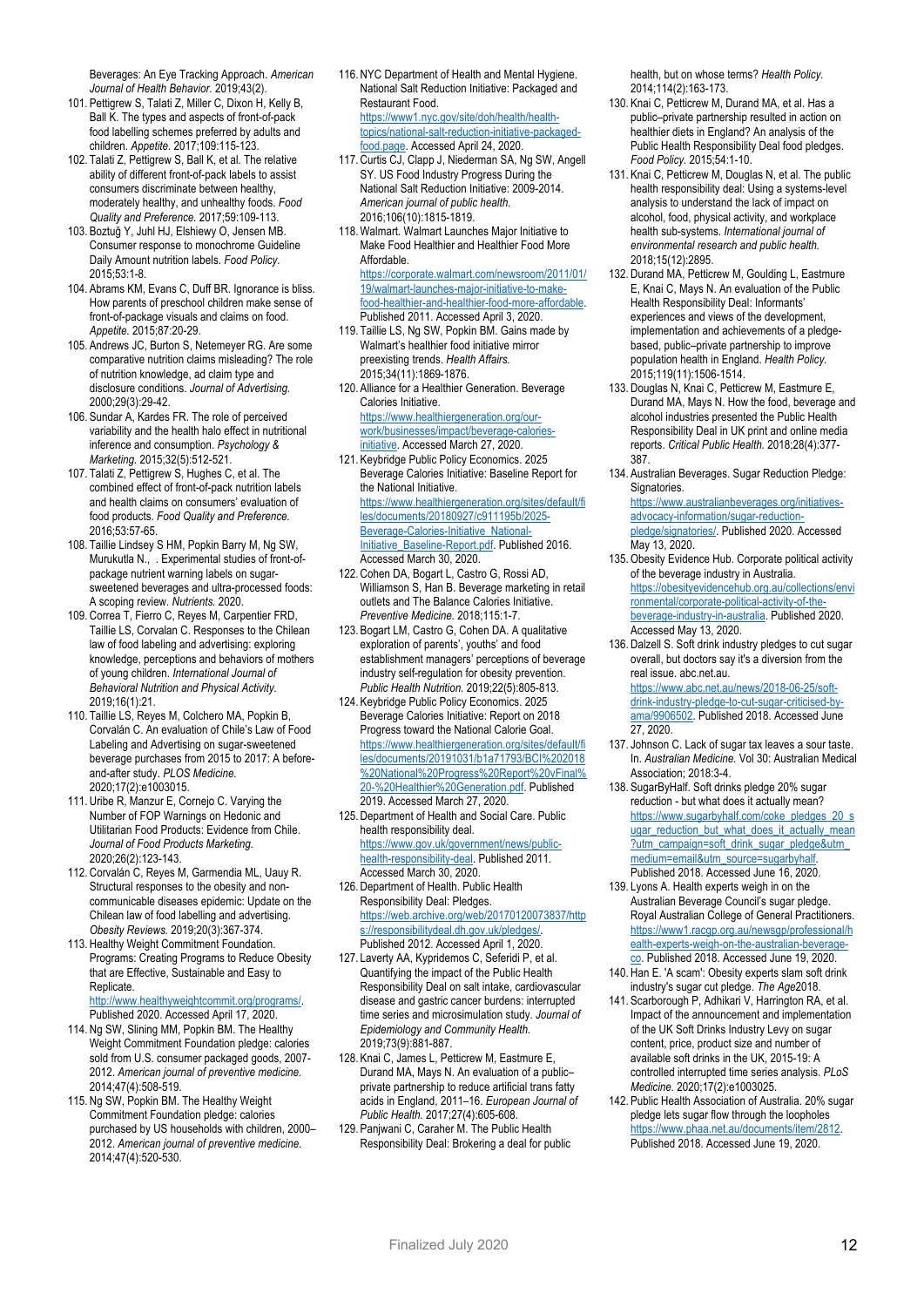Beverages: An Eye Tracking Approach. *American Journal of Health Behavior.* 2019;43(2).

101. Pettigrew S, Talati Z, Miller C, Dixon H, Kelly B, Ball K. The types and aspects of front-of-pack food labelling schemes preferred by adults and children. *Appetite.* 2017;109:115-123.
102. Talati Z, Pettigrew S, Ball K, et al. The relative ability of different front-of-pack labels to assist consumers discriminate between healthy, moderately healthy, and unhealthy foods. *Food Quality and Preference.* 2017;59:109-113.
103. Boztuğ Y, Juhl HJ, Elshiewy O, Jensen MB. Consumer response to monochrome Guideline Daily Amount nutrition labels. *Food Policy.* 2015;53:1-8.
104. Abrams KM, Evans C, Duff BR. Ignorance is bliss. How parents of preschool children make sense of front-of-package visuals and claims on food. *Appetite.* 2015;87:20-29.
105. Andrews JC, Burton S, Netemeyer RG. Are some comparative nutrition claims misleading? The role of nutrition knowledge, ad claim type and disclosure conditions. *Journal of Advertising.* 2000;29(3):29-42.
106. Sundar A, Kardes FR. The role of perceived variability and the health halo effect in nutritional inference and consumption. *Psychology & Marketing.* 2015;32(5):512-521.
107. Talati Z, Pettigrew S, Hughes C, et al. The combined effect of front-of-pack nutrition labels and health claims on consumers' evaluation of food products. *Food Quality and Preference.* 2016;53:57-65.
108. Taillie Lindsey S HM, Popkin Barry M, Ng SW, Murukutla N., . Experimental studies of front-of-package nutrient warning labels on sugar-sweetened beverages and ultra-processed foods: A scoping review. *Nutrients.* 2020.
109. Correa T, Fierro C, Reyes M, Carpentier FRD, Taillie LS, Corvalan C. Responses to the Chilean law of food labeling and advertising: exploring knowledge, perceptions and behaviors of mothers of young children. *International Journal of Behavioral Nutrition and Physical Activity.* 2019;16(1):21.
110. Taillie LS, Reyes M, Colchero MA, Popkin B, Corvalán C. An evaluation of Chile's Law of Food Labeling and Advertising on sugar-sweetened beverage purchases from 2015 to 2017: A before-and-after study. *PLOS Medicine.* 2020;17(2):e1003015.
111. Uribe R, Manzur E, Cornejo C. Varying the Number of FOP Warnings on Hedonic and Utilitarian Food Products: Evidence from Chile. *Journal of Food Products Marketing.* 2020;26(2):123-143.
112. Corvalán C, Reyes M, Garmendia ML, Uauy R. Structural responses to the obesity and non-communicable diseases epidemic: Update on the Chilean law of food labelling and advertising. *Obesity Reviews.* 2019;20(3):367-374.
113. Healthy Weight Commitment Foundation. Programs: Creating Programs to Reduce Obesity that are Effective, Sustainable and Easy to Replicate. http://www.healthyweightcommit.org/programs/. Published 2020. Accessed April 17, 2020.
114. Ng SW, Slining MM, Popkin BM. The Healthy Weight Commitment Foundation pledge: calories sold from U.S. consumer packaged goods, 2007-2012. *American journal of preventive medicine.* 2014;47(4):508-519.
115. Ng SW, Popkin BM. The Healthy Weight Commitment Foundation pledge: calories purchased by US households with children, 2000–2012. *American journal of preventive medicine.* 2014;47(4):520-530.
116. NYC Department of Health and Mental Hygiene. National Salt Reduction Initiative: Packaged and Restaurant Food. https://www1.nyc.gov/site/doh/health/health-topics/national-salt-reduction-initiative-packaged-food.page. Accessed April 24, 2020.
117. Curtis CJ, Clapp J, Niederman SA, Ng SW, Angell SY. US Food Industry Progress During the National Salt Reduction Initiative: 2009-2014. *American journal of public health.* 2016;106(10):1815-1819.
118. Walmart. Walmart Launches Major Initiative to Make Food Healthier and Healthier Food More Affordable. https://corporate.walmart.com/newsroom/2011/01/19/walmart-launches-major-initiative-to-make-food-healthier-and-healthier-food-more-affordable. Published 2011. Accessed April 3, 2020.
119. Taillie LS, Ng SW, Popkin BM. Gains made by Walmart's healthier food initiative mirror preexisting trends. *Health Affairs.* 2015;34(11):1869-1876.
120. Alliance for a Healthier Generation. Beverage Calories Initiative. https://www.healthiergeneration.org/our-work/businesses/impact/beverage-calories-initiative. Accessed March 27, 2020.
121. Keybridge Public Policy Economics. 2025 Beverage Calories Initiative: Baseline Report for the National Initiative. https://www.healthiergeneration.org/sites/default/files/documents/20180927/c911195b/2025-Beverage-Calories-Initiative_National-Initiative_Baseline-Report.pdf. Published 2016. Accessed March 30, 2020.
122. Cohen DA, Bogart L, Castro G, Rossi AD, Williamson S, Han B. Beverage marketing in retail outlets and The Balance Calories Initiative. *Preventive Medicine.* 2018;115:1-7.
123. Bogart LM, Castro G, Cohen DA. A qualitative exploration of parents', youths' and food establishment managers' perceptions of beverage industry self-regulation for obesity prevention. *Public Health Nutrition.* 2019;22(5):805-813.
124. Keybridge Public Policy Economics. 2025 Beverage Calories Initiative: Report on 2018 Progress toward the National Calorie Goal. https://www.healthiergeneration.org/sites/default/files/documents/20191031/b1a71793/BCI%202018%20National%20Progress%20Report%20vFinal%20-%20Healthier%20Generation.pdf. Published 2019. Accessed March 27, 2020.
125. Department of Health and Social Care. Public health responsibility deal. https://www.gov.uk/government/news/public-health-responsibility-deal. Published 2011. Accessed March 30, 2020.
126. Department of Health. Public Health Responsibility Deal: Pledges. https://web.archive.org/web/20170120073837/https://responsibilitydeal.dh.gov.uk/pledges/. Published 2012. Accessed April 1, 2020.
127. Laverty AA, Kypridemos C, Seferidi P, et al. Quantifying the impact of the Public Health Responsibility Deal on salt intake, cardiovascular disease and gastric cancer burdens: interrupted time series and microsimulation study. *Journal of Epidemiology and Community Health.* 2019;73(9):881-887.
128. Knai C, James L, Petticrew M, Eastmure E, Durand MA, Mays N. An evaluation of a public–private partnership to reduce artificial trans fatty acids in England, 2011–16. *European Journal of Public Health.* 2017;27(4):605-608.
129. Panjwani C, Caraher M. The Public Health Responsibility Deal: Brokering a deal for public health, but on whose terms? *Health Policy.* 2014;114(2):163-173.
130. Knai C, Petticrew M, Durand MA, et al. Has a public–private partnership resulted in action on healthier diets in England? An analysis of the Public Health Responsibility Deal food pledges. *Food Policy.* 2015;54:1-10.
131. Knai C, Petticrew M, Douglas N, et al. The public health responsibility deal: Using a systems-level analysis to understand the lack of impact on alcohol, food, physical activity, and workplace health sub-systems. *International journal of environmental research and public health.* 2018;15(12):2895.
132. Durand MA, Petticrew M, Goulding L, Eastmure E, Knai C, Mays N. An evaluation of the Public Health Responsibility Deal: Informants' experiences and views of the development, implementation and achievements of a pledge-based, public–private partnership to improve population health in England. *Health Policy.* 2015;119(11):1506-1514.
133. Douglas N, Knai C, Petticrew M, Eastmure E, Durand MA, Mays N. How the food, beverage and alcohol industries presented the Public Health Responsibility Deal in UK print and online media reports. *Critical Public Health.* 2018;28(4):377-387.
134. Australian Beverages. Sugar Reduction Pledge: Signatories. https://www.australianbeverages.org/initiatives-advocacy-information/sugar-reduction-pledge/signatories/. Published 2020. Accessed May 13, 2020.
135. Obesity Evidence Hub. Corporate political activity of the beverage industry in Australia. https://obesityevidencehub.org.au/collections/environmental/corporate-political-activity-of-the-beverage-industry-in-australia. Published 2020. Accessed May 13, 2020.
136. Dalzell S. Soft drink industry pledges to cut sugar overall, but doctors say it's a diversion from the real issue. abc.net.au. https://www.abc.net.au/news/2018-06-25/soft-drink-industry-pledge-to-cut-sugar-criticised-by-ama/9906502. Published 2018. Accessed June 27, 2020.
137. Johnson C. Lack of sugar tax leaves a sour taste. In. *Australian Medicine.* Vol 30: Australian Medical Association; 2018:3-4.
138. SugarByHalf. Soft drinks pledge 20% sugar reduction - but what does it actually mean? https://www.sugarbyhalf.com/coke_pledges_20_sugar_reduction_but_what_does_it_actually_mean?utm_campaign=soft_drink_sugar_pledge&utm_medium=email&utm_source=sugarbyhalf. Published 2018. Accessed June 16, 2020.
139. Lyons A. Health experts weigh in on the Australian Beverage Council's sugar pledge. Royal Australian College of General Practitioners. https://www1.racgp.org.au/newsgp/professional/health-experts-weigh-on-the-australian-beverage-co. Published 2018. Accessed June 19, 2020.
140. Han E. 'A scam': Obesity experts slam soft drink industry's sugar cut pledge. *The Age*2018.
141. Scarborough P, Adhikari V, Harrington RA, et al. Impact of the announcement and implementation of the UK Soft Drinks Industry Levy on sugar content, price, product size and number of available soft drinks in the UK, 2015-19: A controlled interrupted time series analysis. *PLoS Medicine.* 2020;17(2):e1003025.
142. Public Health Association of Australia. 20% sugar pledge lets sugar flow through the loopholes https://www.phaa.net.au/documents/item/2812. Published 2018. Accessed June 19, 2020.

Finalized July 2020